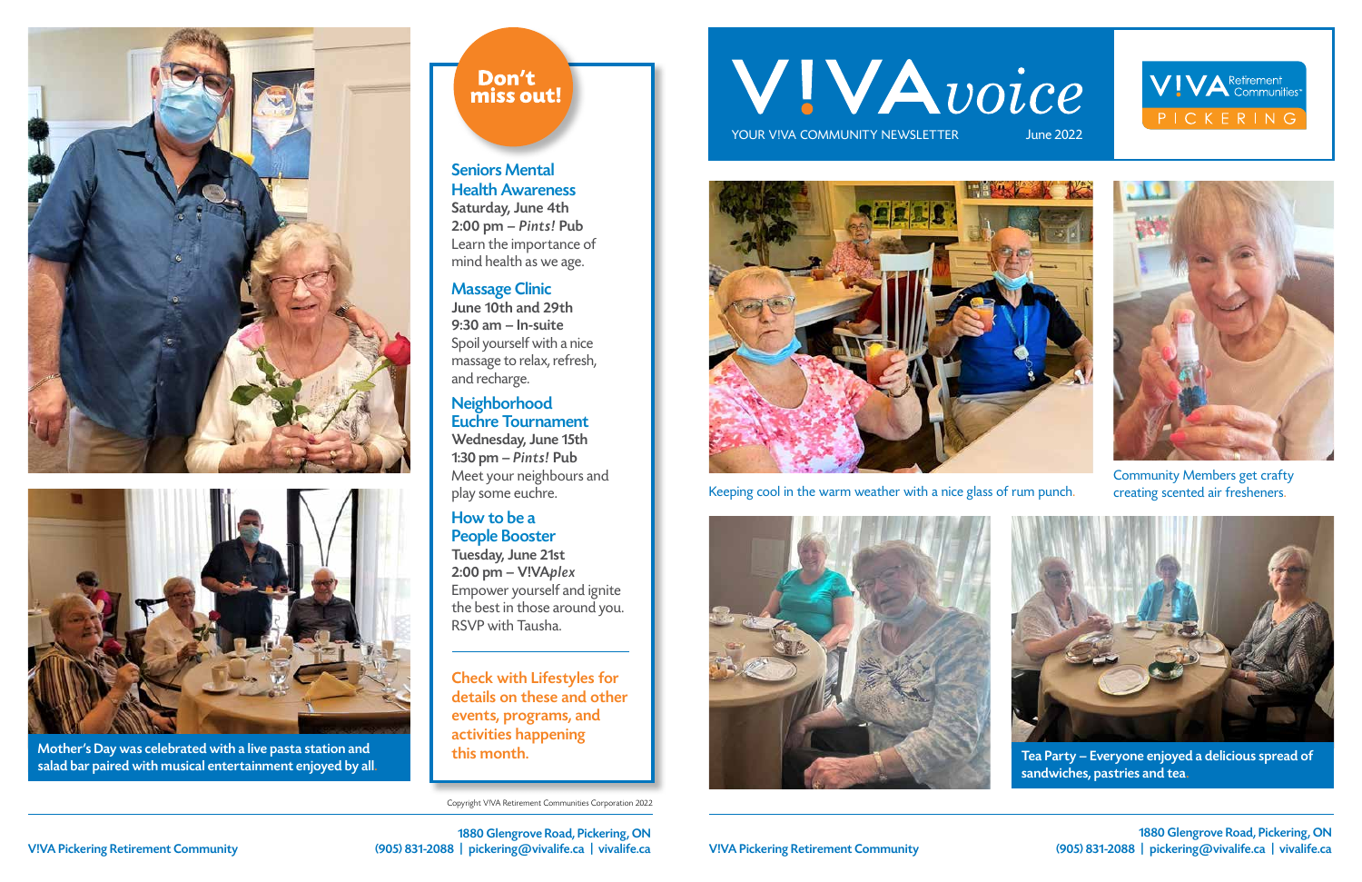# V!VA*voice*

YOUR V!VA COMMUNITY NEWSLETTER June 2022

V!VA Retirement Communities PICKERING

Keeping cool in the warm weather with a nice glass of rum punch.

Community Members get crafty creating scented air fresheners.

Tea Party – Everyone enjoyed a delicious spread of sandwiches, pastries and tea.

Mother's Day was celebrated with a live pasta station and salad bar paired with musical entertainment enjoyed by all.

## Don't miss out!

### Seniors Mental Health Awareness

**Saturday, June 4th**
**2:00 pm – *Pints!* Pub**
Learn the importance of mind health as we age.

### Massage Clinic

**June 10th and 29th**
**9:30 am – In-suite**
Spoil yourself with a nice massage to relax, refresh, and recharge.

### Neighborhood Euchre Tournament

**Wednesday, June 15th**
**1:30 pm – *Pints!* Pub**
Meet your neighbours and play some euchre.

### How to be a People Booster

**Tuesday, June 21st**
**2:00 pm – V!VA*plex***
Empower yourself and ignite the best in those around you. RSVP with Tausha.

---

Check with Lifestyles for details on these and other events, programs, and activities happening this month.

Copyright V!VA Retirement Communities Corporation 2022

V!VA Pickering Retirement Community

1880 Glengrove Road, Pickering, ON
(905) 831-2088 | pickering@vivalife.ca | vivalife.ca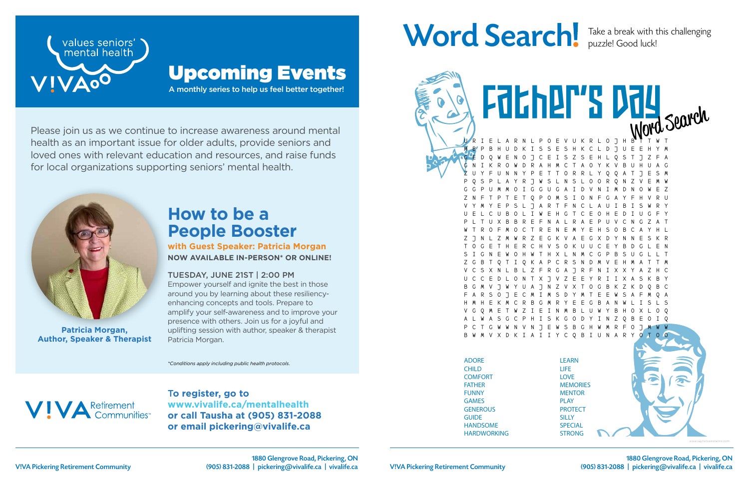values seniors' mental health

VIVA

# Upcoming Events

A monthly series to help us feel better together!

Please join us as we continue to increase awareness around mental health as an important issue for older adults, provide seniors and loved ones with relevant education and resources, and raise funds for local organizations supporting seniors' mental health.

**Patricia Morgan, Author, Speaker & Therapist**

## How to be a People Booster

**with Guest Speaker: Patricia Morgan**

**NOW AVAILABLE IN-PERSON* OR ONLINE!**

TUESDAY, JUNE 21ST | 2:00 PM

Empower yourself and ignite the best in those around you by learning about these resiliency-enhancing concepts and tools. Prepare to amplify your self-awareness and to improve your presence with others. Join us for a joyful and uplifting session with author, speaker & therapist Patricia Morgan.

*\*Conditions apply including public health protocols.*

V!VA Retirement Communities

**To register, go to www.vivalife.ca/mentalhealth or call Tausha at (905) 831-2088 or email pickering@vivalife.ca**

V!VA Pickering Retirement Community

1880 Glengrove Road, Pickering, ON
(905) 831-2088 | pickering@vivalife.ca | vivalife.ca

# Word Search!

Take a break with this challenging puzzle! Good luck!

## Father's Day Word Search

```
U R I E L A R N L P O E V U K R L O J H B T T W T
M B P B H U D K I S S E S H K C L D J U E E H Y M
G E D Q W E N O J C E I S Z S E H L Q S T J Z F A
C N I K R O W D R A H M C T A O Y K V B U H U A G
Z U Y F U N N Y P E T T O R R L Y Q Q A T J E S M
P Q S P L A Y R J W S L N S L O O R Q N Z V E M W
G G P U M M O I G G U G A I D V N I M D N O W E Z
Z N F T P T E T Q P O M S I O N F G A Y F H V R U
V Y M Y E P S L J A R T F N C L A U I B I S W R Y
U E L C U B O L I W E H G T C E O H E D I U G F Y
P L T U X B B R E F N A L R A E P U V C N G Z A T
W T R O F M O C T R E N E M Y E H S O B C A Y H L
Z J N L Z M W R Z E G K V A E G X D Y N N E S K R
T O G E T H E R C H V S O K U U C E Y B D G L E N
S I G N E W O H W T H X L N M C G P B S U G L L T
Z G B T Q T I Q K A P C R S N D M V E H M A T T M
V C S X N L B L Z F R G A J R F N I X X Y A Z H C
U C C E D L O N T X J V Z E E Y R I I X A S K B Y
B G M V J W Y U A J N Z V X T O G B K Z K D Q B C
F A R S O J E C M I M S D Y M T E E W S A F M Q A
H M H E K M C R B G M R Y E E G B A N W L I S L S
V G Q M E T W Z I E I N M B L U W Y B H O X L O Q
A L W A S G C P H I S K G O D Y I N Z Q B E O I Q
P C T G W W N V N J E W S B G H W M R F O J M W W
B W M V X D K I A I I Y C Q B I U N A R Y O T O O
```

- ADORE
- CHILD
- COMFORT
- FATHER
- FUNNY
- GAMES
- GENEROUS
- GUIDE
- HANDSOME
- HARDWORKING
- LEARN
- LIFE
- LOVE
- MEMORIES
- MENTOR
- PLAY
- PROTECT
- SILLY
- SPECIAL
- STRONG

V!VA Pickering Retirement Community

1880 Glengrove Road, Pickering, ON
(905) 831-2088 | pickering@vivalife.ca | vivalife.ca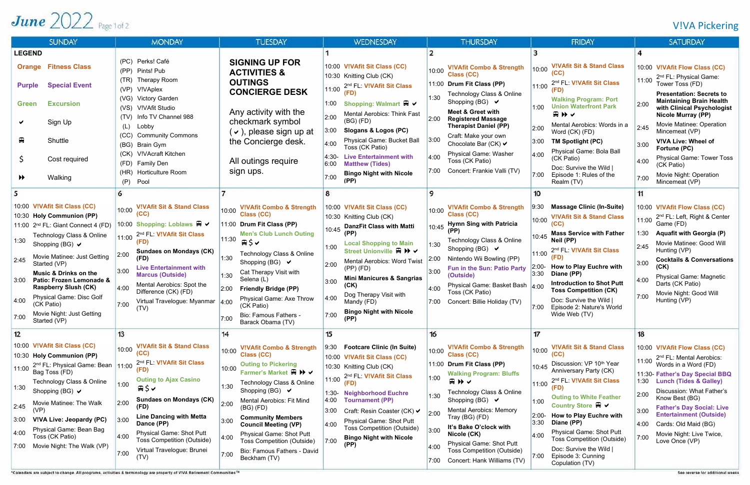# June 2022

V!VA Pickering

| SUNDAY | MONDAY | TUESDAY | WEDNESDAY | THURSDAY | FRIDAY | SATURDAY |
|---|---|---|---|---|---|---|
| **LEGEND**<br>Orange – Fitness Class<br>Purple – Special Event<br>Green – Excursion<br>✔ – Sign Up<br>🚍 – Shuttle<br>$ – Cost required<br>⏩ – Walking | (PC) Perks! Café<br>(PP) Pints! Pub<br>(TR) Therapy Room<br>(VP) V!VAplex<br>(VG) Victory Garden<br>(VS) V!VAfit Studio<br>(TV) Info TV Channel 988<br>(L) Lobby<br>(CC) Community Commons<br>(BG) Brain Gym<br>(CK) V!VAcraft Kitchen<br>(FD) Family Den<br>(HR) Horticulture Room<br>(P) Pool | **SIGNING UP FOR ACTIVITIES & OUTINGS CONCIERGE DESK**<br><br>Any activity with the checkmark symbol (✔), please sign up at the Concierge desk.<br><br>All outings require sign ups. | **1**<br>10:00 V!VAfit Sit Class (CC)<br>10:30 Knitting Club (CK)<br>11:00 2nd FL: V!VAfit Sit Class (FD)<br>1:00 Shopping: Walmart 🚍 ✔<br>2:00 Mental Aerobics: Think Fast (BG) (FD)<br>3:00 **Slogans & Logos (PC)**<br>4:00 Physical Game: Bucket Ball Toss (CK Patio)<br>4:30-6:00 Live Entertainment with Matthew (Tides)<br>7:00 **Bingo Night with Nicole (PP)** | **2**<br>10:00 V!VAfit Combo & Strength Class (CC)<br>11:00 **Drum Fit Class (PP)**<br>1:30 Technology Class & Online Shopping (BG) ✔<br>2:00 **Meet & Greet with Registered Massage Therapist Daniel (PP)**<br>3:00 Craft: Make your own Chocolate Bar (CK) ✔<br>4:00 Physical Game: Washer Toss (CK Patio)<br>7:00 Concert: Frankie Valli (TV) | **3**<br>10:00 V!VAfit Sit & Stand Class (CC)<br>11:00 2nd FL: V!VAfit Sit Class (FD)<br>1:00 Walking Program: Port Union Waterfront Park 🚍 ⏩ ✔<br>2:00 Mental Aerobics: Words in a Word (CK) (FD)<br>3:00 **TM Spotlight (PC)**<br>4:00 Physical Game: Bola Ball (CK Patio)<br>7:00 Doc: Survive the Wild \| Episode 1: Rules of the Realm (TV) | **4**<br>10:00 V!VAfit Flow Class (CC)<br>11:00 2nd FL: Physical Game: Tower Toss (FD)<br>2:00 **Presentation: Secrets to Maintaining Brain Health with Clinical Psychologist Nicole Murray (PP)**<br>2:45 Movie Matinee: Operation Mincemeat (VP)<br>3:00 **V!VA Live: Wheel of Fortune (PC)**<br>4:00 Physical Game: Tower Toss (CK Patio)<br>7:00 Movie Night: Operation Mincemeat (VP) |
| **5**<br>10:00 V!VAfit Sit Class (CC)<br>10:30 **Holy Communion (PP)**<br>11:00 2nd FL: Giant Connect 4 (FD)<br>1:30 Technology Class & Online Shopping (BG) ✔<br>2:45 Movie Matinee: Just Getting Started (VP)<br>3:00 **Music & Drinks on the Patio: Frozen Lemonade & Raspberry Slush (CK)**<br>4:00 Physical Game: Disc Golf (CK Patio)<br>7:00 Movie Night: Just Getting Started (VP) | **6**<br>10:00 V!VAfit Sit & Stand Class (CC)<br>10:00 Shopping: Loblaws 🚍 ✔<br>11:00 2nd FL: V!VAfit Sit Class (FD)<br>2:00 **Sundaes on Mondays (CK) (FD)**<br>3:00 Live Entertainment with Marcus (Outside)<br>4:00 Mental Aerobics: Spot the Difference (CK) (FD)<br>7:00 Virtual Travelogue: Myanmar (TV) | **7**<br>10:00 V!VAfit Combo & Strength Class (CC)<br>11:00 **Drum Fit Class (PP)**<br>11:30 Men's Club Lunch Outing 🚍 $ ✔<br>1:30 Technology Class & Online Shopping (BG) ✔<br>1:30 Cat Therapy Visit with Selena (L)<br>2:00 **Friendly Bridge (PP)**<br>4:00 Physical Game: Axe Throw (CK Patio)<br>7:00 Bio: Famous Fathers - Barack Obama (TV) | **8**<br>10:00 V!VAfit Sit Class (CC)<br>10:30 Knitting Club (CK)<br>10:45 **DanzFit Class with Matti (PP)**<br>1:00 Local Shopping to Main Street Unionville 🚍 ⏩ ✔<br>2:00 Mental Aerobics: Word Twist (PP) (FD)<br>3:00 **Mini Manicures & Sangrias (CK)**<br>4:00 Dog Therapy Visit with Mandy (FD)<br>7:00 **Bingo Night with Nicole (PP)** | **9**<br>10:00 V!VAfit Combo & Strength Class (CC)<br>10:45 **Hymn Sing with Patricia (PP)**<br>1:30 Technology Class & Online Shopping (BG) ✔<br>2:00 Nintendo Wii Bowling (PP)<br>3:00 Fun in the Sun: Patio Party (Outside)<br>4:00 Physical Game: Basket Bash Toss (CK Patio)<br>7:00 Concert: Billie Holiday (TV) | **10**<br>9:30 **Massage Clinic (In-Suite)**<br>10:00 V!VAfit Sit & Stand Class (CC)<br>10:45 **Mass Service with Father Neil (PP)**<br>11:00 2nd FL: V!VAfit Sit Class (FD)<br>2:00-3:30 **How to Play Euchre with Diane (PP)**<br>4:00 **Introduction to Shot Putt Toss Competition (CK)**<br>7:00 Doc: Survive the Wild \| Episode 2: Nature's World Wide Web (TV) | **11**<br>10:00 V!VAfit Flow Class (CC)<br>11:00 2nd FL: Left, Right & Center Game (FD)<br>1:30 **Aquafit with Georgia (P)**<br>2:45 Movie Matinee: Good Will Hunting (VP)<br>3:00 **Cocktails & Conversations (CK)**<br>4:00 Physical Game: Magnetic Darts (CK Patio)<br>7:00 Movie Night: Good Will Hunting (VP) |
| **12**<br>10:00 V!VAfit Sit Class (CC)<br>10:30 **Holy Communion (PP)**<br>11:00 2nd FL: Physical Game: Bean Bag Toss (FD)<br>1:30 Technology Class & Online Shopping (BG) ✔<br>2:45 Movie Matinee: The Walk (VP)<br>3:00 **V!VA Live: Jeopardy (PC)**<br>4:00 Physical Game: Bean Bag Toss (CK Patio)<br>7:00 Movie Night: The Walk (VP) | **13**<br>10:00 V!VAfit Sit & Stand Class (CC)<br>11:00 2nd FL: V!VAfit Sit Class (FD)<br>1:00 Outing to Ajax Casino 🚍 $ ✔<br>2:00 **Sundaes on Mondays (CK) (FD)**<br>3:00 **Line Dancing with Metta Dance (PP)**<br>4:00 Physical Game: Shot Putt Toss Competition (Outside)<br>7:00 Virtual Travelogue: Brunei (TV) | **14**<br>10:00 V!VAfit Combo & Strength Class (CC)<br>10:00 Outing to Pickering Farmer's Market 🚍 ⏩ ✔<br>1:30 Technology Class & Online Shopping (BG) ✔<br>2:00 Mental Aerobics: Fit Mind (BG) (FD)<br>3:00 **Community Members Council Meeting (PP)**<br>4:00 Physical Game: Shot Putt Toss Competition (Outside)<br>7:00 Bio: Famous Fathers - David Beckham (TV) | **15**<br>9:30 **Footcare Clinic (In Suite)**<br>10:00 V!VAfit Sit Class (CC)<br>10:30 Knitting Club (CK)<br>11:00 2nd FL: V!VAfit Sit Class (FD)<br>1:30-4:00 Neighborhood Euchre Tournament (PP)<br>3:00 Craft: Resin Coaster (CK) ✔<br>4:00 Physical Game: Shot Putt Toss Competition (Outside)<br>7:00 **Bingo Night with Nicole (PP)** | **16**<br>10:00 V!VAfit Combo & Strength Class (CC)<br>11:00 **Drum Fit Class (PP)**<br>1:00 Walking Program: Bluffs 🚍 ⏩ ✔<br>1:30 Technology Class & Online Shopping (BG) ✔<br>2:00 Mental Aerobics: Memory Tray (BG) (FD)<br>3:00 **It's Bake O'clock with Nicole (CK)**<br>4:00 Physical Game: Shot Putt Toss Competition (Outside)<br>7:00 Concert: Hank Williams (TV) | **17**<br>10:00 V!VAfit Sit & Stand Class (CC)<br>10:45 Discussion: VP 10th Year Anniversary Party (CK)<br>11:00 2nd FL: V!VAfit Sit Class (FD)<br>1:00 Outing to White Feather Country Store 🚍 ✔<br>2:00-3:30 **How to Play Euchre with Diane (PP)**<br>4:00 Physical Game: Shot Putt Toss Competition (Outside)<br>7:00 Doc: Survive the Wild \| Episode 3: Cunning Copulation (TV) | **18**<br>10:00 V!VAfit Flow Class (CC)<br>11:00 2nd FL: Mental Aerobics: Words in a Word (FD)<br>11:30-1:30 Father's Day Special BBQ Lunch (Tides & Galley)<br>2:00 Discussion: What Father's Know Best (BG)<br>3:00 Father's Day Social: Live Entertainment (Outside)<br>4:00 Cards: Old Maid (BG)<br>7:00 Movie Night: Live Twice, Love Once (VP) |

*Calendars are subject to change. All programs, activities & terminology are property of V!VA Retirement Communities™

See reverse for additional weeks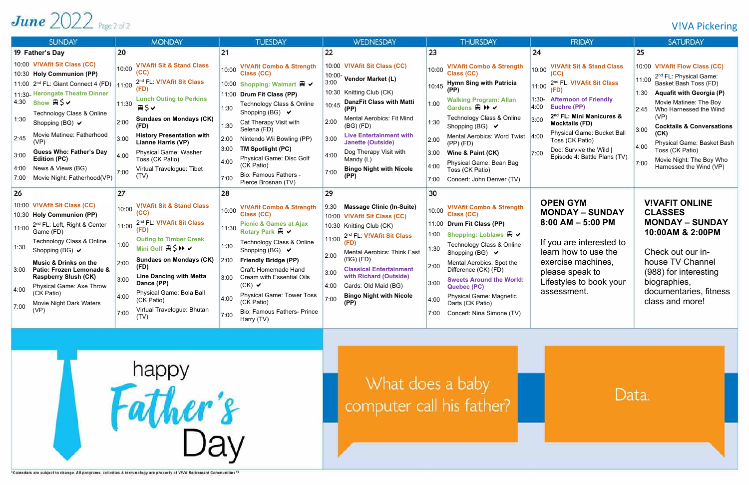# June 2022

V!VA Pickering

| SUNDAY | MONDAY | TUESDAY | WEDNESDAY | THURSDAY | FRIDAY | SATURDAY |
|---|---|---|---|---|---|---|
| **19 Father's Day**<br>10:00 **V!VAfit Sit Class (CC)**<br>10:30 **Holy Communion (PP)**<br>11:00 2nd FL: Giant Connect 4 (FD)<br>11:30-4:30 **Herongate Theatre Dinner Show** $ ✔<br>1:30 Technology Class & Online Shopping (BG) ✔<br>2:45 Movie Matinee: Fatherhood (VP)<br>3:00 **Guess Who: Father's Day Edition (PC)**<br>4:00 News & Views (BG)<br>7:00 Movie Night: Fatherhood(VP) | **20**<br>10:00 **V!VAfit Sit & Stand Class (CC)**<br>11:00 2nd FL: **V!VAfit Sit Class (FD)**<br>11:30 **Lunch Outing to Perkins** $ ✔<br>2:00 **Sundaes on Mondays (CK) (FD)**<br>3:00 **History Presentation with Lianne Harris (VP)**<br>4:00 Physical Game: Washer Toss (CK Patio)<br>7:00 Virtual Travelogue: Tibet (TV) | **21**<br>10:00 **V!VAfit Combo & Strength Class (CC)**<br>10:00 **Shopping: Walmart** ✔<br>11:00 **Drum Fit Class (PP)**<br>1:30 Technology Class & Online Shopping (BG) ✔<br>1:30 Cat Therapy Visit with Selena (FD)<br>2:00 Nintendo Wii Bowling (PP)<br>3:00 **TM Spotlight (PC)**<br>4:00 Physical Game: Disc Golf (CK Patio)<br>7:00 Bio: Famous Fathers - Pierce Brosnan (TV) | **22**<br>10:00 **V!VAfit Sit Class (CC)**<br>10:00-3:00 **Vendor Market (L)**<br>10:30 Knitting Club (CK)<br>10:45 **DanzFit Class with Matti (PP)**<br>2:00 Mental Aerobics: Fit Mind (BG) (FD)<br>3:00 **Live Entertainment with Janette (Outside)**<br>4:00 Dog Therapy Visit with Mandy (L)<br>7:00 **Bingo Night with Nicole (PP)** | **23**<br>10:00 **V!VAfit Combo & Strength Class (CC)**<br>10:45 **Hymn Sing with Patricia (PP)**<br>1:00 **Walking Program: Allan Gardens** ✔<br>1:30 Technology Class & Online Shopping (BG) ✔<br>2:00 Mental Aerobics: Word Twist (PP) (FD)<br>3:00 **Wine & Paint (CK)**<br>4:00 Physical Game: Bean Bag Toss (CK Patio)<br>7:00 Concert: John Denver (TV) | **24**<br>10:00 **V!VAfit Sit & Stand Class (CC)**<br>11:00 2nd FL: **V!VAfit Sit Class (FD)**<br>1:30-4:00 **Afternoon of Friendly Euchre (PP)**<br>3:00 **2nd FL: Mini Manicures & Mocktails (FD)**<br>4:00 Physical Game: Bucket Ball Toss (CK Patio)<br>7:00 Doc: Survive the Wild \| Episode 4: Battle Plans (TV) | **25**<br>10:00 **V!VAfit Flow Class (CC)**<br>11:00 2nd FL: Physical Game: Basket Bash Toss (FD)<br>1:30 **Aquafit with Georgia (P)**<br>2:45 Movie Matinee: The Boy Who Harnessed the Wind (VP)<br>3:00 **Cocktails & Conversations (CK)**<br>4:00 Physical Game: Basket Bash Toss (CK Patio)<br>7:00 Movie Night: The Boy Who Harnessed the Wind (VP) |
| **26**<br>10:00 **V!VAfit Sit Class (CC)**<br>10:30 **Holy Communion (PP)**<br>11:00 2nd FL: Left, Right & Center Game (FD)<br>1:30 Technology Class & Online Shopping (BG) ✔<br>3:00 **Music & Drinks on the Patio: Frozen Lemonade & Raspberry Slush (CK)**<br>4:00 Physical Game: Axe Throw (CK Patio)<br>7:00 Movie Night Dark Waters (VP) | **27**<br>10:00 **V!VAfit Sit & Stand Class (CC)**<br>11:00 2nd FL: **V!VAfit Sit Class (FD)**<br>1:00 **Outing to Timber Creek Mini Golf** $ ✔<br>2:00 **Sundaes on Mondays (CK) (FD)**<br>3:00 **Line Dancing with Metta Dance (PP)**<br>4:00 Physical Game: Bola Ball (CK Patio)<br>7:00 Virtual Travelogue: Bhutan (TV) | **28**<br>10:00 **V!VAfit Combo & Strength Class (CC)**<br>11:30 **Picnic & Games at Ajax Rotary Park** ✔<br>1:30 Technology Class & Online Shopping (BG) ✔<br>2:00 **Friendly Bridge (PP)**<br>3:00 Craft: Homemade Hand Cream with Essential Oils (CK) ✔<br>4:00 Physical Game: Tower Toss (CK Patio)<br>7:00 Bio: Famous Fathers- Prince Harry (TV) | **29**<br>9:30 **Massage Clinic (In-Suite)**<br>10:00 **V!VAfit Sit Class (CC)**<br>10:30 Knitting Club (CK)<br>11:00 2nd FL: **V!VAfit Sit Class (FD)**<br>2:00 Mental Aerobics: Think Fast (BG) (FD)<br>3:00 **Classical Entertainment with Richard (Outside)**<br>4:00 Cards: Old Maid (BG)<br>7:00 **Bingo Night with Nicole (PP)** | **30**<br>10:00 **V!VAfit Combo & Strength Class (CC)**<br>11:00 **Drum Fit Class (PP)**<br>1:00 **Shopping: Loblaws** ✔<br>1:30 Technology Class & Online Shopping (BG) ✔<br>2:00 Mental Aerobics: Spot the Difference (CK) (FD)<br>3:00 **Sweets Around the World: Quebec (PC)**<br>4:00 Physical Game: Magnetic Darts (CK Patio)<br>7:00 Concert: Nina Simone (TV) | **OPEN GYM MONDAY – SUNDAY 8:00 AM – 5:00 PM**<br><br>If you are interested to learn how to use the exercise machines, please speak to Lifestyles to book your assessment. | **V!VAFIT ONLINE CLASSES MONDAY – SUNDAY 10:00AM & 2:00PM**<br><br>Check out our in-house TV Channel (988) for interesting biographies, documentaries, fitness class and more! |

happy Father's Day

What does a baby computer call his father?

Data.

*Calendars are subject to change. All programs, activities & terminology are property of V!VA Retirement Communities™